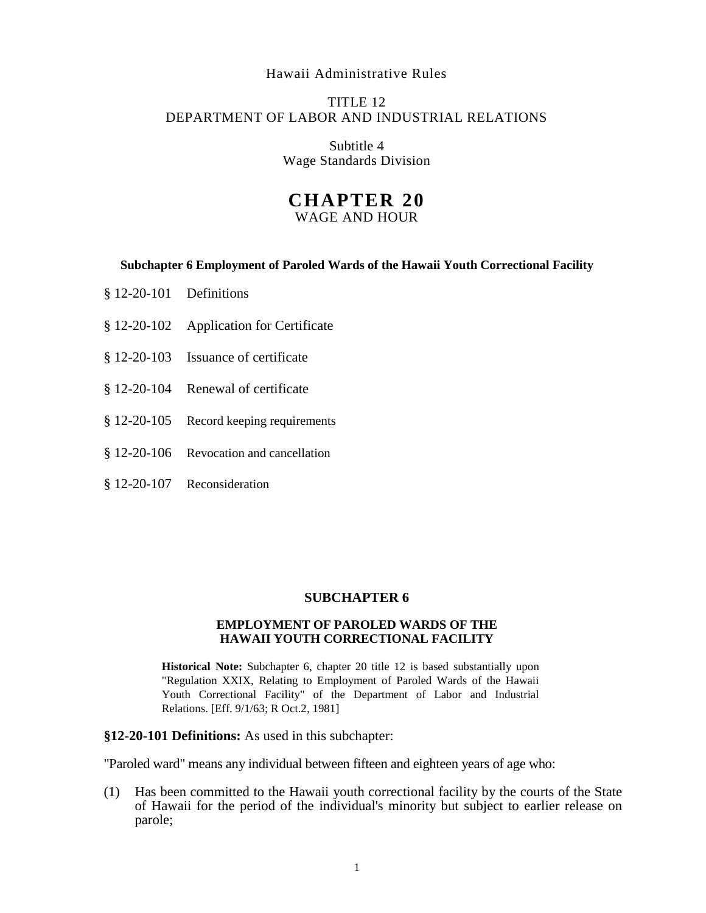Hawaii Administrative Rules

TITLE 12
DEPARTMENT OF LABOR AND INDUSTRIAL RELATIONS

Subtitle 4
Wage Standards Division

# CHAPTER 20
WAGE AND HOUR

**Subchapter 6 Employment of Paroled Wards of the Hawaii Youth Correctional Facility**

§ 12-20-101 Definitions

§ 12-20-102 Application for Certificate

§ 12-20-103 Issuance of certificate

§ 12-20-104 Renewal of certificate

§ 12-20-105 Record keeping requirements

§ 12-20-106 Revocation and cancellation

§ 12-20-107 Reconsideration

## SUBCHAPTER 6

### EMPLOYMENT OF PAROLED WARDS OF THE HAWAII YOUTH CORRECTIONAL FACILITY

**Historical Note:** Subchapter 6, chapter 20 title 12 is based substantially upon "Regulation XXIX, Relating to Employment of Paroled Wards of the Hawaii Youth Correctional Facility" of the Department of Labor and Industrial Relations. [Eff. 9/1/63; R Oct.2, 1981]

**§12-20-101 Definitions:** As used in this subchapter:

"Paroled ward" means any individual between fifteen and eighteen years of age who:

(1) Has been committed to the Hawaii youth correctional facility by the courts of the State of Hawaii for the period of the individual's minority but subject to earlier release on parole;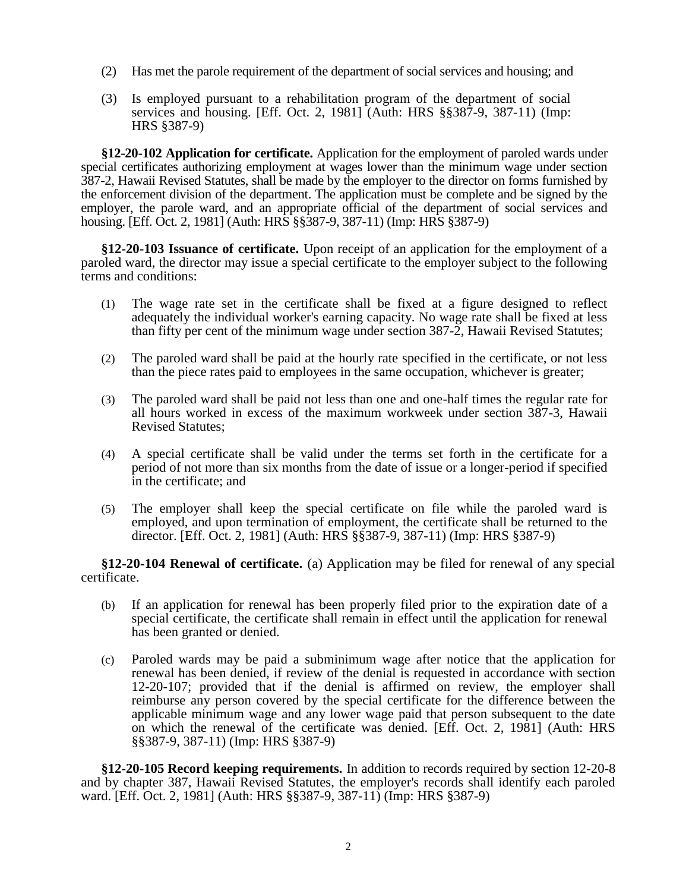(2) Has met the parole requirement of the department of social services and housing; and

(3) Is employed pursuant to a rehabilitation program of the department of social services and housing. [Eff. Oct. 2, 1981] (Auth: HRS §§387-9, 387-11) (Imp: HRS §387-9)

**§12-20-102 Application for certificate.** Application for the employment of paroled wards under special certificates authorizing employment at wages lower than the minimum wage under section 387-2, Hawaii Revised Statutes, shall be made by the employer to the director on forms furnished by the enforcement division of the department. The application must be complete and be signed by the employer, the parole ward, and an appropriate official of the department of social services and housing. [Eff. Oct. 2, 1981] (Auth: HRS §§387-9, 387-11) (Imp: HRS §387-9)

**§12-20-103 Issuance of certificate.** Upon receipt of an application for the employment of a paroled ward, the director may issue a special certificate to the employer subject to the following terms and conditions:

(1) The wage rate set in the certificate shall be fixed at a figure designed to reflect adequately the individual worker's earning capacity. No wage rate shall be fixed at less than fifty per cent of the minimum wage under section 387-2, Hawaii Revised Statutes;

(2) The paroled ward shall be paid at the hourly rate specified in the certificate, or not less than the piece rates paid to employees in the same occupation, whichever is greater;

(3) The paroled ward shall be paid not less than one and one-half times the regular rate for all hours worked in excess of the maximum workweek under section 387-3, Hawaii Revised Statutes;

(4) A special certificate shall be valid under the terms set forth in the certificate for a period of not more than six months from the date of issue or a longer-period if specified in the certificate; and

(5) The employer shall keep the special certificate on file while the paroled ward is employed, and upon termination of employment, the certificate shall be returned to the director. [Eff. Oct. 2, 1981] (Auth: HRS §§387-9, 387-11) (Imp: HRS §387-9)

**§12-20-104 Renewal of certificate.** (a) Application may be filed for renewal of any special certificate.

(b) If an application for renewal has been properly filed prior to the expiration date of a special certificate, the certificate shall remain in effect until the application for renewal has been granted or denied.

(c) Paroled wards may be paid a subminimum wage after notice that the application for renewal has been denied, if review of the denial is requested in accordance with section 12-20-107; provided that if the denial is affirmed on review, the employer shall reimburse any person covered by the special certificate for the difference between the applicable minimum wage and any lower wage paid that person subsequent to the date on which the renewal of the certificate was denied. [Eff. Oct. 2, 1981] (Auth: HRS §§387-9, 387-11) (Imp: HRS §387-9)

**§12-20-105 Record keeping requirements.** In addition to records required by section 12-20-8 and by chapter 387, Hawaii Revised Statutes, the employer's records shall identify each paroled ward. [Eff. Oct. 2, 1981] (Auth: HRS §§387-9, 387-11) (Imp: HRS §387-9)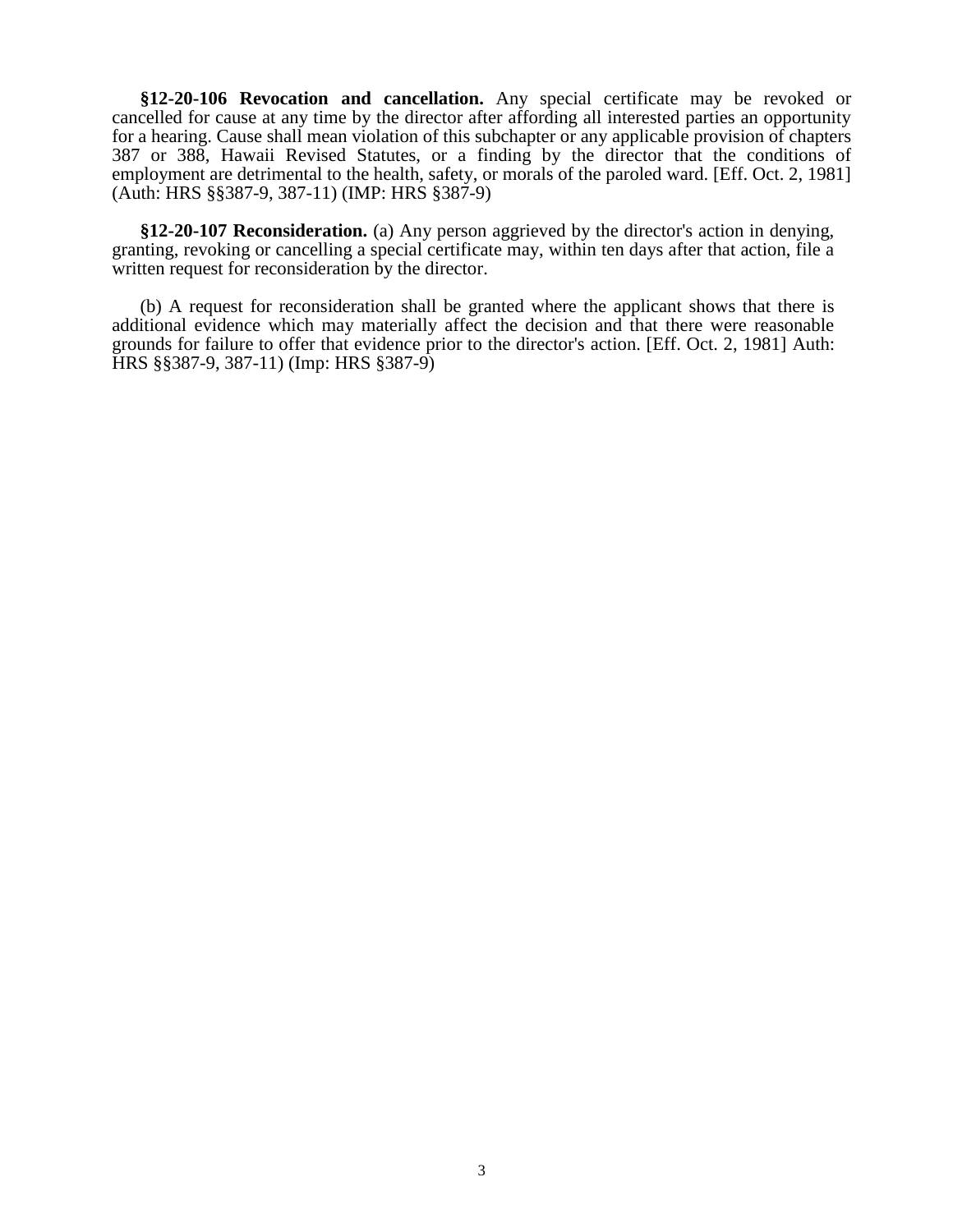**§12-20-106 Revocation and cancellation.** Any special certificate may be revoked or cancelled for cause at any time by the director after affording all interested parties an opportunity for a hearing. Cause shall mean violation of this subchapter or any applicable provision of chapters 387 or 388, Hawaii Revised Statutes, or a finding by the director that the conditions of employment are detrimental to the health, safety, or morals of the paroled ward. [Eff. Oct. 2, 1981] (Auth: HRS §§387-9, 387-11) (IMP: HRS §387-9)

**§12-20-107 Reconsideration.** (a) Any person aggrieved by the director's action in denying, granting, revoking or cancelling a special certificate may, within ten days after that action, file a written request for reconsideration by the director.

(b) A request for reconsideration shall be granted where the applicant shows that there is additional evidence which may materially affect the decision and that there were reasonable grounds for failure to offer that evidence prior to the director's action. [Eff. Oct. 2, 1981] Auth: HRS §§387-9, 387-11) (Imp: HRS §387-9)